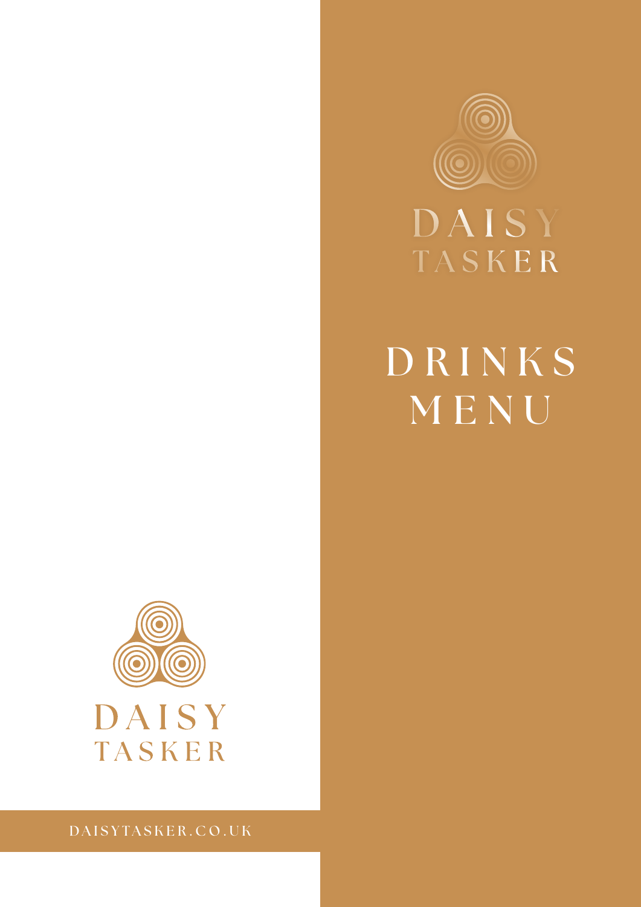DAISY
TASKER

# DRINKS MENU

DAISY
TASKER

DAISYTASKER.CO.UK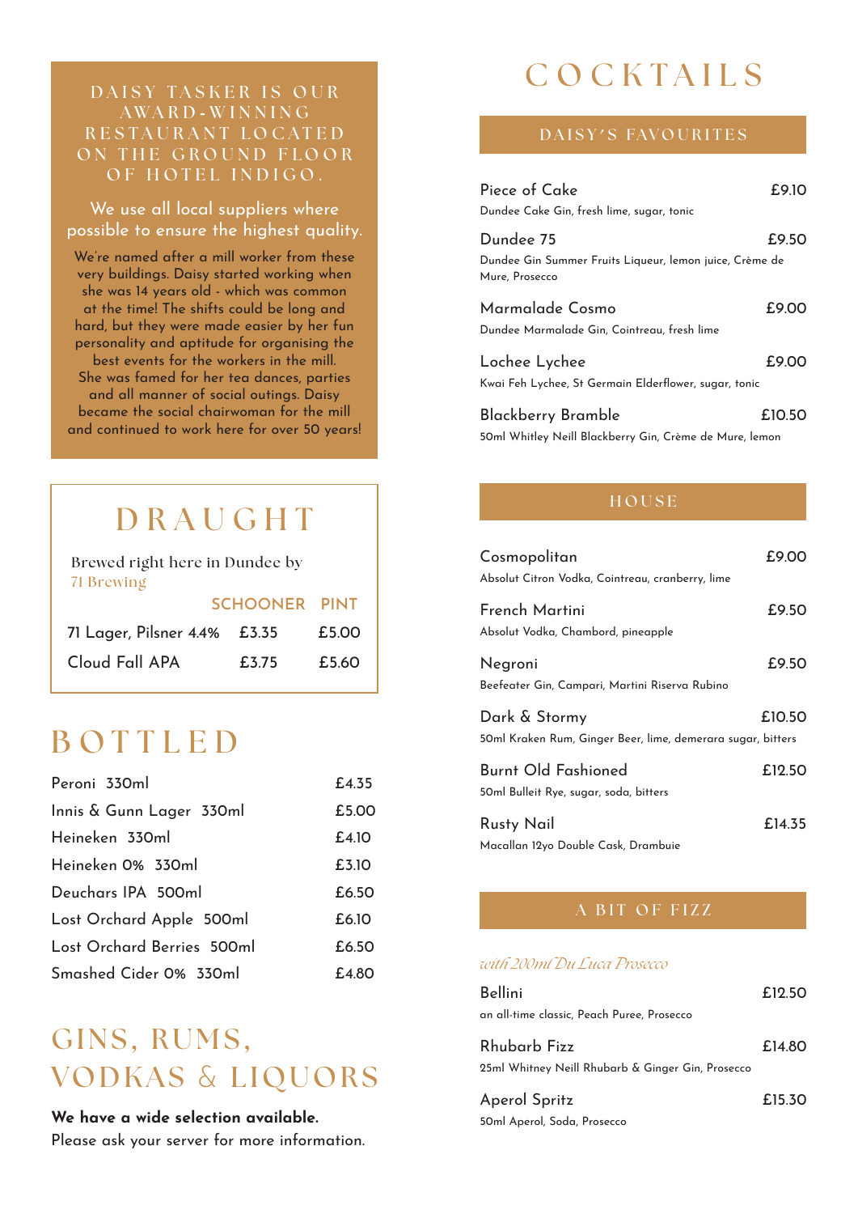DAISY TASKER IS OUR AWARD-WINNING RESTAURANT LOCATED ON THE GROUND FLOOR OF HOTEL INDIGO.

We use all local suppliers where possible to ensure the highest quality.

We're named after a mill worker from these very buildings. Daisy started working when she was 14 years old - which was common at the time! The shifts could be long and hard, but they were made easier by her fun personality and aptitude for organising the best events for the workers in the mill. She was famed for her tea dances, parties and all manner of social outings. Daisy became the social chairwoman for the mill and continued to work here for over 50 years!

# DRAUGHT

Brewed right here in Dundee by 71 Brewing

| | SCHOONER | PINT |
|---|---|---|
| 71 Lager, Pilsner 4.4% | £3.35 | £5.00 |
| Cloud Fall APA | £3.75 | £5.60 |

# BOTTLED

| | |
|---|---|
| Peroni 330ml | £4.35 |
| Innis & Gunn Lager 330ml | £5.00 |
| Heineken 330ml | £4.10 |
| Heineken 0% 330ml | £3.10 |
| Deuchars IPA 500ml | £6.50 |
| Lost Orchard Apple 500ml | £6.10 |
| Lost Orchard Berries 500ml | £6.50 |
| Smashed Cider 0% 330ml | £4.80 |

# GINS, RUMS, VODKAS & LIQUORS

**We have a wide selection available.**
Please ask your server for more information.

# COCKTAILS

## DAISY'S FAVOURITES

**Piece of Cake** — £9.10
Dundee Cake Gin, fresh lime, sugar, tonic

**Dundee 75** — £9.50
Dundee Gin Summer Fruits Liqueur, lemon juice, Crème de Mure, Prosecco

**Marmalade Cosmo** — £9.00
Dundee Marmalade Gin, Cointreau, fresh lime

**Lochee Lychee** — £9.00
Kwai Feh Lychee, St Germain Elderflower, sugar, tonic

**Blackberry Bramble** — £10.50
50ml Whitley Neill Blackberry Gin, Crème de Mure, lemon

## HOUSE

**Cosmopolitan** — £9.00
Absolut Citron Vodka, Cointreau, cranberry, lime

**French Martini** — £9.50
Absolut Vodka, Chambord, pineapple

**Negroni** — £9.50
Beefeater Gin, Campari, Martini Riserva Rubino

**Dark & Stormy** — £10.50
50ml Kraken Rum, Ginger Beer, lime, demerara sugar, bitters

**Burnt Old Fashioned** — £12.50
50ml Bulleit Rye, sugar, soda, bitters

**Rusty Nail** — £14.35
Macallan 12yo Double Cask, Drambuie

## A BIT OF FIZZ

*with 200ml Du Luca Prosecco*

**Bellini** — £12.50
an all-time classic, Peach Puree, Prosecco

**Rhubarb Fizz** — £14.80
25ml Whitney Neill Rhubarb & Ginger Gin, Prosecco

**Aperol Spritz** — £15.30
50ml Aperol, Soda, Prosecco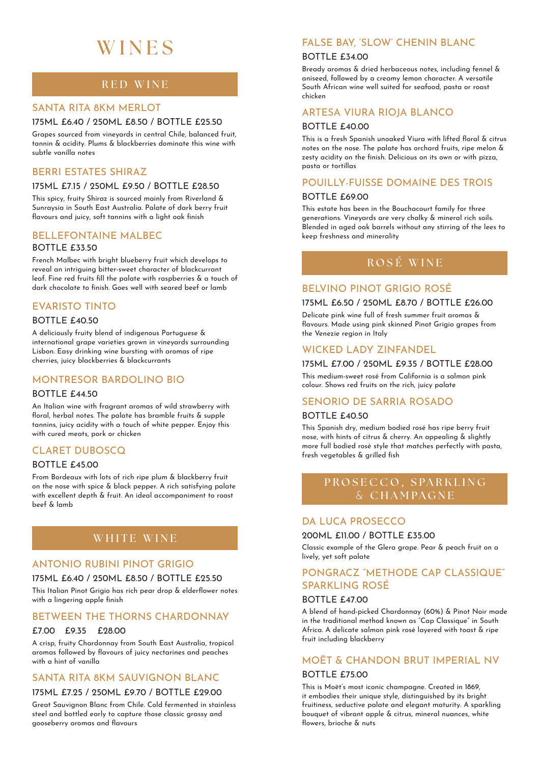# WINES

## RED WINE

### SANTA RITA 8KM MERLOT

175ML £6.40 / 250ML £8.50 / BOTTLE £25.50

Grapes sourced from vineyards in central Chile, balanced fruit, tannin & acidity. Plums & blackberries dominate this wine with subtle vanilla notes

### BERRI ESTATES SHIRAZ

175ML £7.15 / 250ML £9.50 / BOTTLE £28.50

This spicy, fruity Shiraz is sourced mainly from Riverland & Sunraysia in South East Australia. Palate of dark berry fruit flavours and juicy, soft tannins with a light oak finish

### BELLEFONTAINE MALBEC

BOTTLE £33.50

French Malbec with bright blueberry fruit which develops to reveal an intriguing bitter-sweet character of blackcurrant leaf. Fine red fruits fill the palate with raspberries & a touch of dark chocolate to finish. Goes well with seared beef or lamb

### EVARISTO TINTO

BOTTLE £40.50

A deliciously fruity blend of indigenous Portuguese & international grape varieties grown in vineyards surrounding Lisbon. Easy drinking wine bursting with aromas of ripe cherries, juicy blackberries & blackcurrants

### MONTRESOR BARDOLINO BIO

BOTTLE £44.50

An Italian wine with fragrant aromas of wild strawberry with floral, herbal notes. The palate has bramble fruits & supple tannins, juicy acidity with a touch of white pepper. Enjoy this with cured meats, pork or chicken

### CLARET DUBOSCQ

BOTTLE £45.00

From Bordeaux with lots of rich ripe plum & blackberry fruit on the nose with spice & black pepper. A rich satisfying palate with excellent depth & fruit. An ideal accompaniment to roast beef & lamb

## WHITE WINE

### ANTONIO RUBINI PINOT GRIGIO

175ML £6.40 / 250ML £8.50 / BOTTLE £25.50

This Italian Pinot Grigio has rich pear drop & elderflower notes with a lingering apple finish

### BETWEEN THE THORNS CHARDONNAY

£7.00 £9.35 £28.00

A crisp, fruity Chardonnay from South East Australia, tropical aromas followed by flavours of juicy nectarines and peaches with a hint of vanilla

### SANTA RITA 8KM SAUVIGNON BLANC

175ML £7.25 / 250ML £9.70 / BOTTLE £29.00

Great Sauvignon Blanc from Chile. Cold fermented in stainless steel and bottled early to capture those classic grassy and gooseberry aromas and flavours

### FALSE BAY, 'SLOW' CHENIN BLANC

BOTTLE £34.00

Bready aromas & dried herbaceous notes, including fennel & aniseed, followed by a creamy lemon character. A versatile South African wine well suited for seafood, pasta or roast chicken

### ARTESA VIURA RIOJA BLANCO

BOTTLE £40.00

This is a fresh Spanish unoaked Viura with lifted floral & citrus notes on the nose. The palate has orchard fruits, ripe melon & zesty acidity on the finish. Delicious on its own or with pizza, pasta or tortillas

### POUILLY-FUISSE DOMAINE DES TROIS

BOTTLE £69.00

This estate has been in the Bouchacourt family for three generations. Vineyards are very chalky & mineral rich soils. Blended in aged oak barrels without any stirring of the lees to keep freshness and minerality

## ROSÉ WINE

### BELVINO PINOT GRIGIO ROSÉ

175ML £6.50 / 250ML £8.70 / BOTTLE £26.00

Delicate pink wine full of fresh summer fruit aromas & flavours. Made using pink skinned Pinot Grigio grapes from the Venezie region in Italy

### WICKED LADY ZINFANDEL

175ML £7.00 / 250ML £9.35 / BOTTLE £28.00

This medium-sweet rosé from California is a salmon pink colour. Shows red fruits on the rich, juicy palate

### SENORIO DE SARRIA ROSADO

BOTTLE £40.50

This Spanish dry, medium bodied rosé has ripe berry fruit nose, with hints of citrus & cherry. An appealing & slightly more full bodied rosé style that matches perfectly with pasta, fresh vegetables & grilled fish

## PROSECCO, SPARKLING & CHAMPAGNE

### DA LUCA PROSECCO

200ML £11.00 / BOTTLE £35.00

Classic example of the Glera grape. Pear & peach fruit on a lively, yet soft palate

### PONGRACZ "METHODE CAP CLASSIQUE" SPARKLING ROSÉ

BOTTLE £47.00

A blend of hand-picked Chardonnay (60%) & Pinot Noir made in the traditional method known as "Cap Classique" in South Africa. A delicate salmon pink rosé layered with toast & ripe fruit including blackberry

### MOËT & CHANDON BRUT IMPERIAL NV

BOTTLE £75.00

This is Moët's most iconic champagne. Created in 1869, it embodies their unique style, distinguished by its bright fruitiness, seductive palate and elegant maturity. A sparkling bouquet of vibrant apple & citrus, mineral nuances, white flowers, brioche & nuts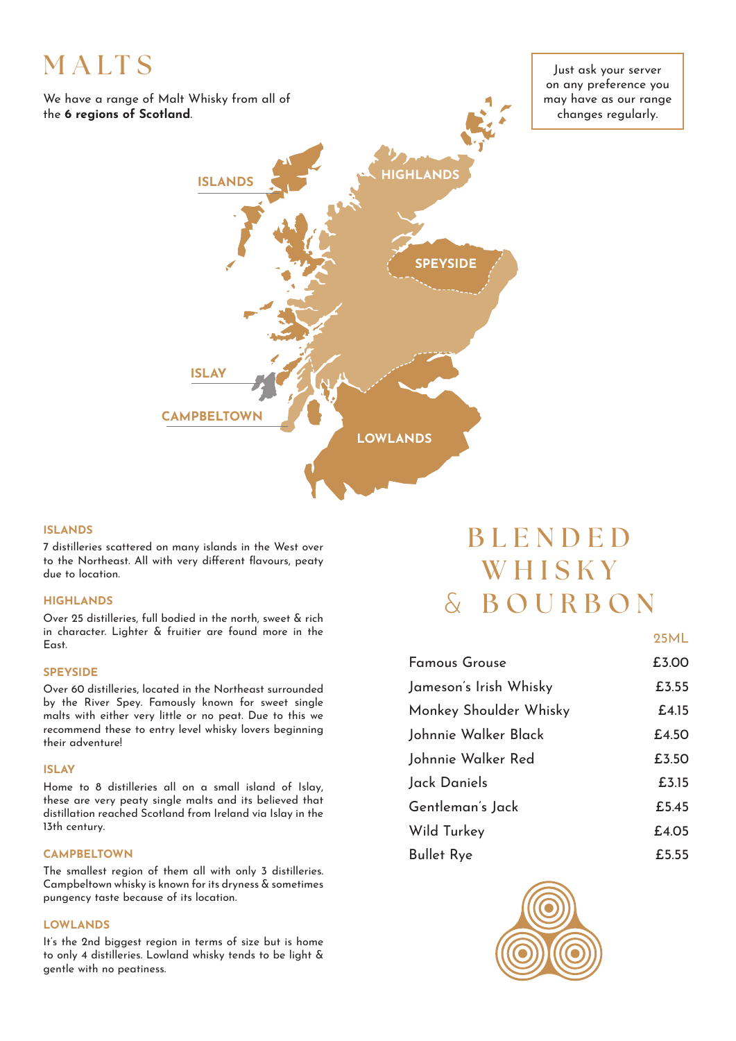# MALTS

We have a range of Malt Whisky from all of the **6 regions of Scotland**.

Just ask your server on any preference you may have as our range changes regularly.

ISLANDS

HIGHLANDS

SPEYSIDE

ISLAY

CAMPBELTOWN

LOWLANDS

### ISLANDS

7 distilleries scattered on many islands in the West over to the Northeast. All with very different flavours, peaty due to location.

### HIGHLANDS

Over 25 distilleries, full bodied in the north, sweet & rich in character. Lighter & fruitier are found more in the East.

### SPEYSIDE

Over 60 distilleries, located in the Northeast surrounded by the River Spey. Famously known for sweet single malts with either very little or no peat. Due to this we recommend these to entry level whisky lovers beginning their adventure!

### ISLAY

Home to 8 distilleries all on a small island of Islay, these are very peaty single malts and its believed that distillation reached Scotland from Ireland via Islay in the 13th century.

### CAMPBELTOWN

The smallest region of them all with only 3 distilleries. Campbeltown whisky is known for its dryness & sometimes pungency taste because of its location.

### LOWLANDS

It's the 2nd biggest region in terms of size but is home to only 4 distilleries. Lowland whisky tends to be light & gentle with no peatiness.

# BLENDED WHISKY & BOURBON

| | 25ML |
|---|---|
| Famous Grouse | £3.00 |
| Jameson's Irish Whisky | £3.55 |
| Monkey Shoulder Whisky | £4.15 |
| Johnnie Walker Black | £4.50 |
| Johnnie Walker Red | £3.50 |
| Jack Daniels | £3.15 |
| Gentleman's Jack | £5.45 |
| Wild Turkey | £4.05 |
| Bullet Rye | £5.55 |